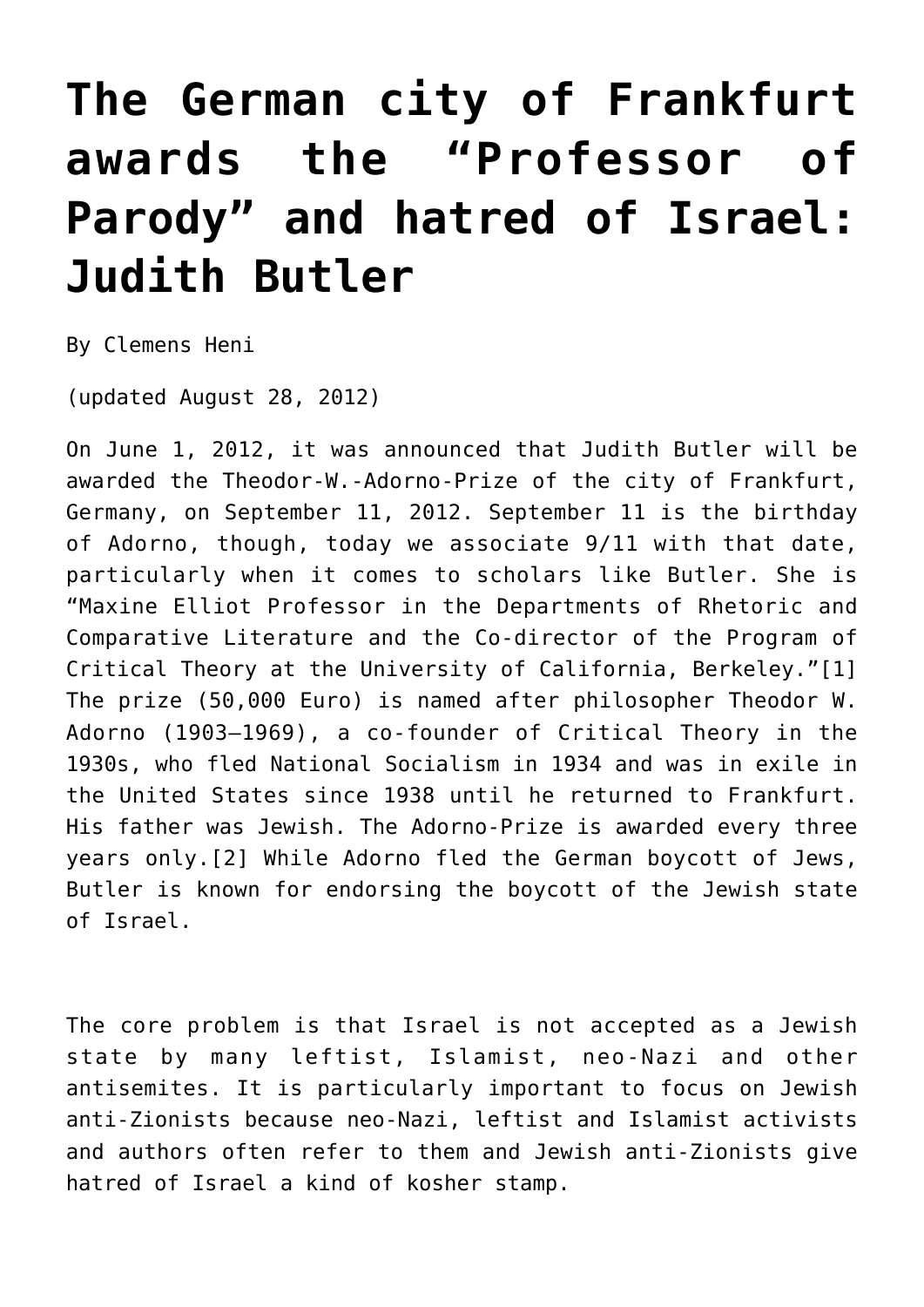# The German city of Frankfurt awards the "Professor of Parody" and hatred of Israel: Judith Butler

By Clemens Heni

(updated August 28, 2012)

On June 1, 2012, it was announced that Judith Butler will be awarded the Theodor-W.-Adorno-Prize of the city of Frankfurt, Germany, on September 11, 2012. September 11 is the birthday of Adorno, though, today we associate 9/11 with that date, particularly when it comes to scholars like Butler. She is "Maxine Elliot Professor in the Departments of Rhetoric and Comparative Literature and the Co-director of the Program of Critical Theory at the University of California, Berkeley."[1] The prize (50,000 Euro) is named after philosopher Theodor W. Adorno (1903–1969), a co-founder of Critical Theory in the 1930s, who fled National Socialism in 1934 and was in exile in the United States since 1938 until he returned to Frankfurt. His father was Jewish. The Adorno-Prize is awarded every three years only.[2] While Adorno fled the German boycott of Jews, Butler is known for endorsing the boycott of the Jewish state of Israel.

The core problem is that Israel is not accepted as a Jewish state by many leftist, Islamist, neo-Nazi and other antisemites. It is particularly important to focus on Jewish anti-Zionists because neo-Nazi, leftist and Islamist activists and authors often refer to them and Jewish anti-Zionists give hatred of Israel a kind of kosher stamp.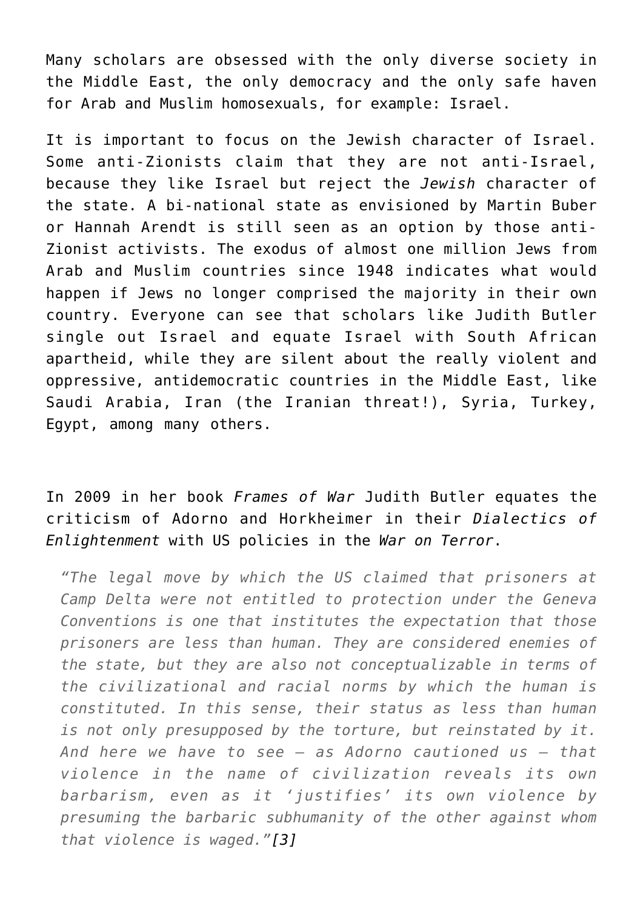Many scholars are obsessed with the only diverse society in the Middle East, the only democracy and the only safe haven for Arab and Muslim homosexuals, for example: Israel.

It is important to focus on the Jewish character of Israel. Some anti-Zionists claim that they are not anti-Israel, because they like Israel but reject the *Jewish* character of the state. A bi-national state as envisioned by Martin Buber or Hannah Arendt is still seen as an option by those anti-Zionist activists. The exodus of almost one million Jews from Arab and Muslim countries since 1948 indicates what would happen if Jews no longer comprised the majority in their own country. Everyone can see that scholars like Judith Butler single out Israel and equate Israel with South African apartheid, while they are silent about the really violent and oppressive, antidemocratic countries in the Middle East, like Saudi Arabia, Iran (the Iranian threat!), Syria, Turkey, Egypt, among many others.

In 2009 in her book *Frames of War* Judith Butler equates the criticism of Adorno and Horkheimer in their *Dialectics of Enlightenment* with US policies in the *War on Terror*.

> *"The legal move by which the US claimed that prisoners at Camp Delta were not entitled to protection under the Geneva Conventions is one that institutes the expectation that those prisoners are less than human. They are considered enemies of the state, but they are also not conceptualizable in terms of the civilizational and racial norms by which the human is constituted. In this sense, their status as less than human is not only presupposed by the torture, but reinstated by it. And here we have to see – as Adorno cautioned us – that violence in the name of civilization reveals its own barbarism, even as it 'justifies' its own violence by presuming the barbaric subhumanity of the other against whom that violence is waged."[3]*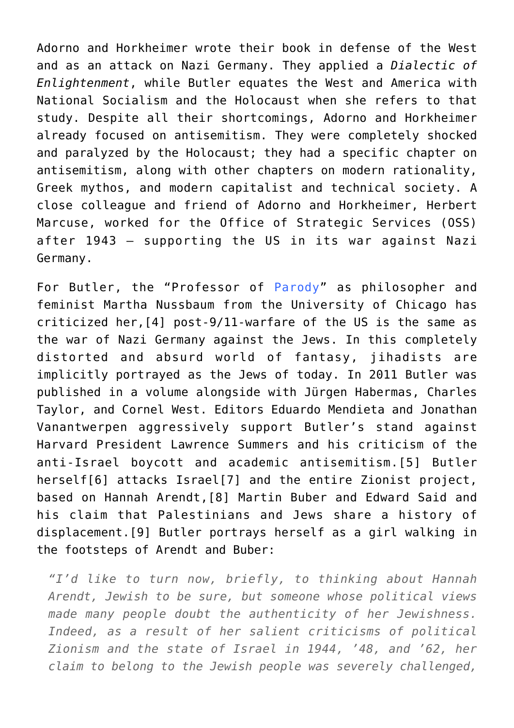Adorno and Horkheimer wrote their book in defense of the West and as an attack on Nazi Germany. They applied a *Dialectic of Enlightenment*, while Butler equates the West and America with National Socialism and the Holocaust when she refers to that study. Despite all their shortcomings, Adorno and Horkheimer already focused on antisemitism. They were completely shocked and paralyzed by the Holocaust; they had a specific chapter on antisemitism, along with other chapters on modern rationality, Greek mythos, and modern capitalist and technical society. A close colleague and friend of Adorno and Horkheimer, Herbert Marcuse, worked for the Office of Strategic Services (OSS) after 1943 – supporting the US in its war against Nazi Germany.

For Butler, the "Professor of Parody" as philosopher and feminist Martha Nussbaum from the University of Chicago has criticized her,[4] post-9/11-warfare of the US is the same as the war of Nazi Germany against the Jews. In this completely distorted and absurd world of fantasy, jihadists are implicitly portrayed as the Jews of today. In 2011 Butler was published in a volume alongside with Jürgen Habermas, Charles Taylor, and Cornel West. Editors Eduardo Mendieta and Jonathan Vanantwerpen aggressively support Butler's stand against Harvard President Lawrence Summers and his criticism of the anti-Israel boycott and academic antisemitism.[5] Butler herself[6] attacks Israel[7] and the entire Zionist project, based on Hannah Arendt,[8] Martin Buber and Edward Said and his claim that Palestinians and Jews share a history of displacement.[9] Butler portrays herself as a girl walking in the footsteps of Arendt and Buber:

> *"I'd like to turn now, briefly, to thinking about Hannah Arendt, Jewish to be sure, but someone whose political views made many people doubt the authenticity of her Jewishness. Indeed, as a result of her salient criticisms of political Zionism and the state of Israel in 1944, '48, and '62, her claim to belong to the Jewish people was severely challenged,*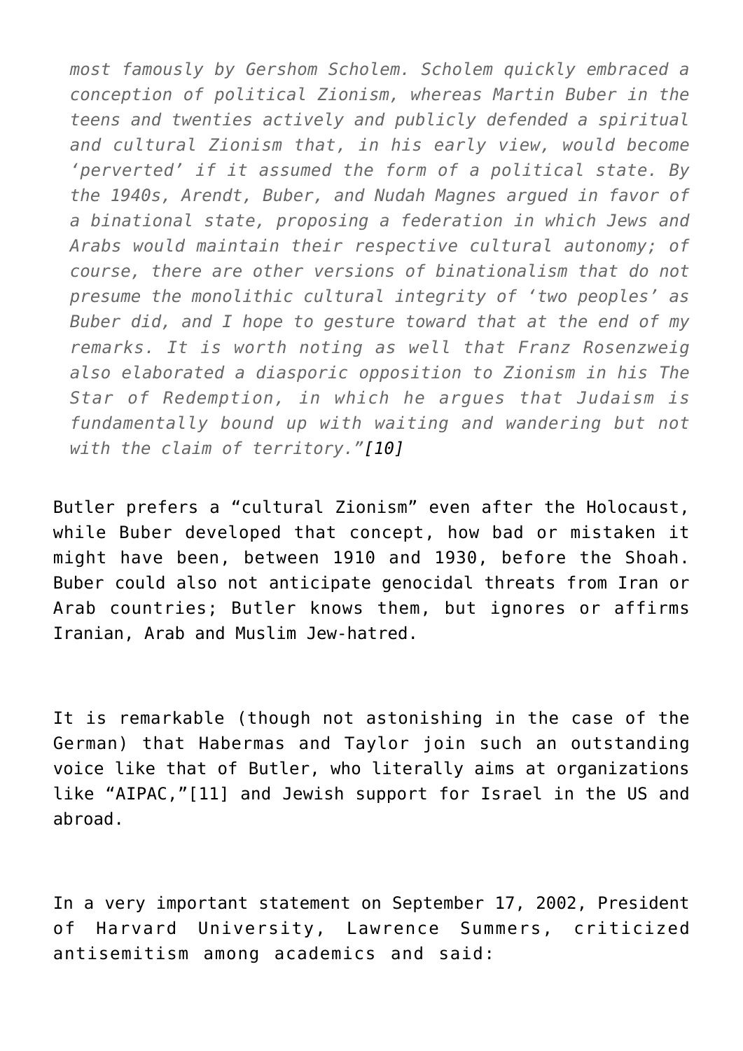*most famously by Gershom Scholem. Scholem quickly embraced a conception of political Zionism, whereas Martin Buber in the teens and twenties actively and publicly defended a spiritual and cultural Zionism that, in his early view, would become 'perverted' if it assumed the form of a political state. By the 1940s, Arendt, Buber, and Nudah Magnes argued in favor of a binational state, proposing a federation in which Jews and Arabs would maintain their respective cultural autonomy; of course, there are other versions of binationalism that do not presume the monolithic cultural integrity of 'two peoples' as Buber did, and I hope to gesture toward that at the end of my remarks. It is worth noting as well that Franz Rosenzweig also elaborated a diasporic opposition to Zionism in his The Star of Redemption, in which he argues that Judaism is fundamentally bound up with waiting and wandering but not with the claim of territory."[10]*

Butler prefers a "cultural Zionism" even after the Holocaust, while Buber developed that concept, how bad or mistaken it might have been, between 1910 and 1930, before the Shoah. Buber could also not anticipate genocidal threats from Iran or Arab countries; Butler knows them, but ignores or affirms Iranian, Arab and Muslim Jew-hatred.

It is remarkable (though not astonishing in the case of the German) that Habermas and Taylor join such an outstanding voice like that of Butler, who literally aims at organizations like "AIPAC,"[11] and Jewish support for Israel in the US and abroad.

In a very important statement on September 17, 2002, President of Harvard University, Lawrence Summers, criticized antisemitism among academics and said: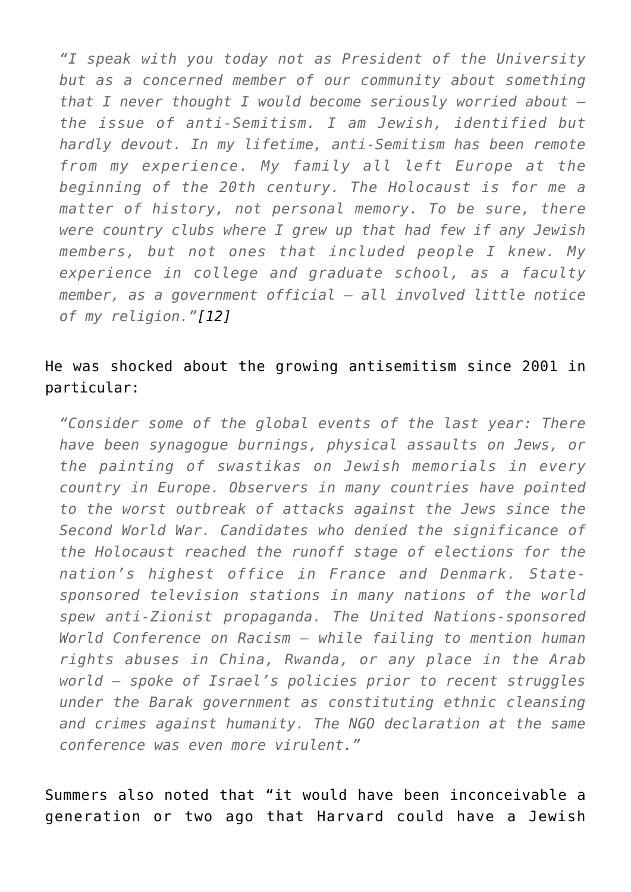> *"I speak with you today not as President of the University but as a concerned member of our community about something that I never thought I would become seriously worried about – the issue of anti-Semitism. I am Jewish, identified but hardly devout. In my lifetime, anti-Semitism has been remote from my experience. My family all left Europe at the beginning of the 20th century. The Holocaust is for me a matter of history, not personal memory. To be sure, there were country clubs where I grew up that had few if any Jewish members, but not ones that included people I knew. My experience in college and graduate school, as a faculty member, as a government official – all involved little notice of my religion."[12]*

He was shocked about the growing antisemitism since 2001 in particular:

> *"Consider some of the global events of the last year: There have been synagogue burnings, physical assaults on Jews, or the painting of swastikas on Jewish memorials in every country in Europe. Observers in many countries have pointed to the worst outbreak of attacks against the Jews since the Second World War. Candidates who denied the significance of the Holocaust reached the runoff stage of elections for the nation's highest office in France and Denmark. State-sponsored television stations in many nations of the world spew anti-Zionist propaganda. The United Nations-sponsored World Conference on Racism – while failing to mention human rights abuses in China, Rwanda, or any place in the Arab world – spoke of Israel's policies prior to recent struggles under the Barak government as constituting ethnic cleansing and crimes against humanity. The NGO declaration at the same conference was even more virulent."*

Summers also noted that "it would have been inconceivable a generation or two ago that Harvard could have a Jewish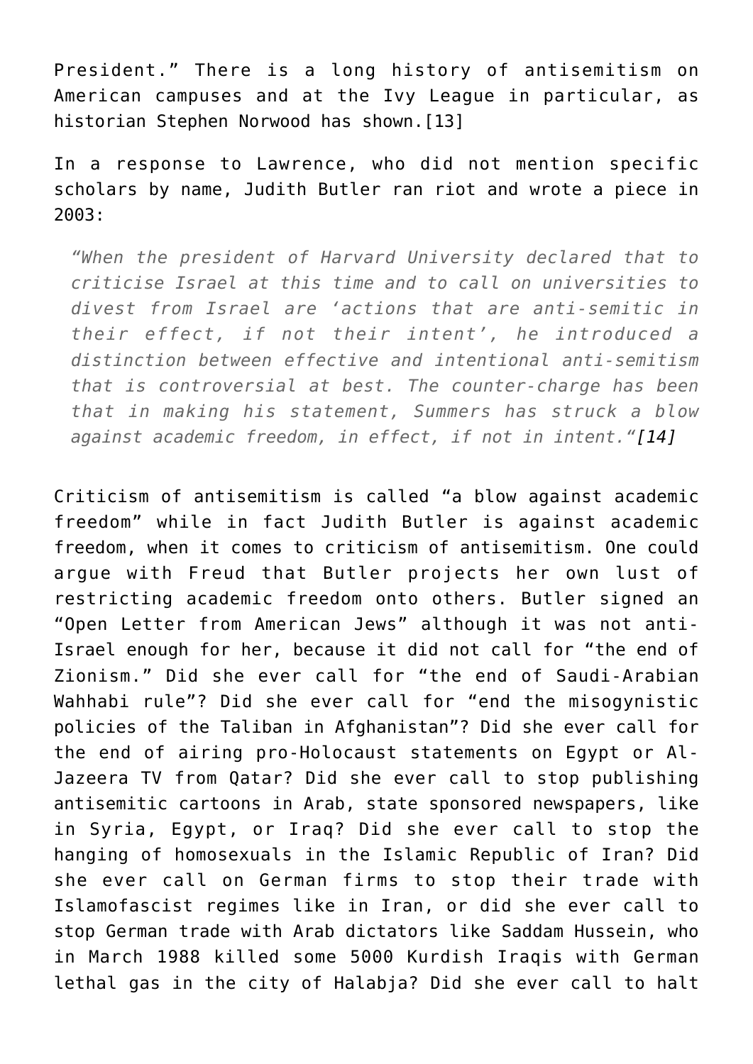President." There is a long history of antisemitism on American campuses and at the Ivy League in particular, as historian Stephen Norwood has shown.[13]

In a response to Lawrence, who did not mention specific scholars by name, Judith Butler ran riot and wrote a piece in 2003:

> *"When the president of Harvard University declared that to criticise Israel at this time and to call on universities to divest from Israel are 'actions that are anti-semitic in their effect, if not their intent', he introduced a distinction between effective and intentional anti-semitism that is controversial at best. The counter-charge has been that in making his statement, Summers has struck a blow against academic freedom, in effect, if not in intent."[14]*

Criticism of antisemitism is called "a blow against academic freedom" while in fact Judith Butler is against academic freedom, when it comes to criticism of antisemitism. One could argue with Freud that Butler projects her own lust of restricting academic freedom onto others. Butler signed an "Open Letter from American Jews" although it was not anti-Israel enough for her, because it did not call for "the end of Zionism." Did she ever call for "the end of Saudi-Arabian Wahhabi rule"? Did she ever call for "end the misogynistic policies of the Taliban in Afghanistan"? Did she ever call for the end of airing pro-Holocaust statements on Egypt or Al-Jazeera TV from Qatar? Did she ever call to stop publishing antisemitic cartoons in Arab, state sponsored newspapers, like in Syria, Egypt, or Iraq? Did she ever call to stop the hanging of homosexuals in the Islamic Republic of Iran? Did she ever call on German firms to stop their trade with Islamofascist regimes like in Iran, or did she ever call to stop German trade with Arab dictators like Saddam Hussein, who in March 1988 killed some 5000 Kurdish Iraqis with German lethal gas in the city of Halabja? Did she ever call to halt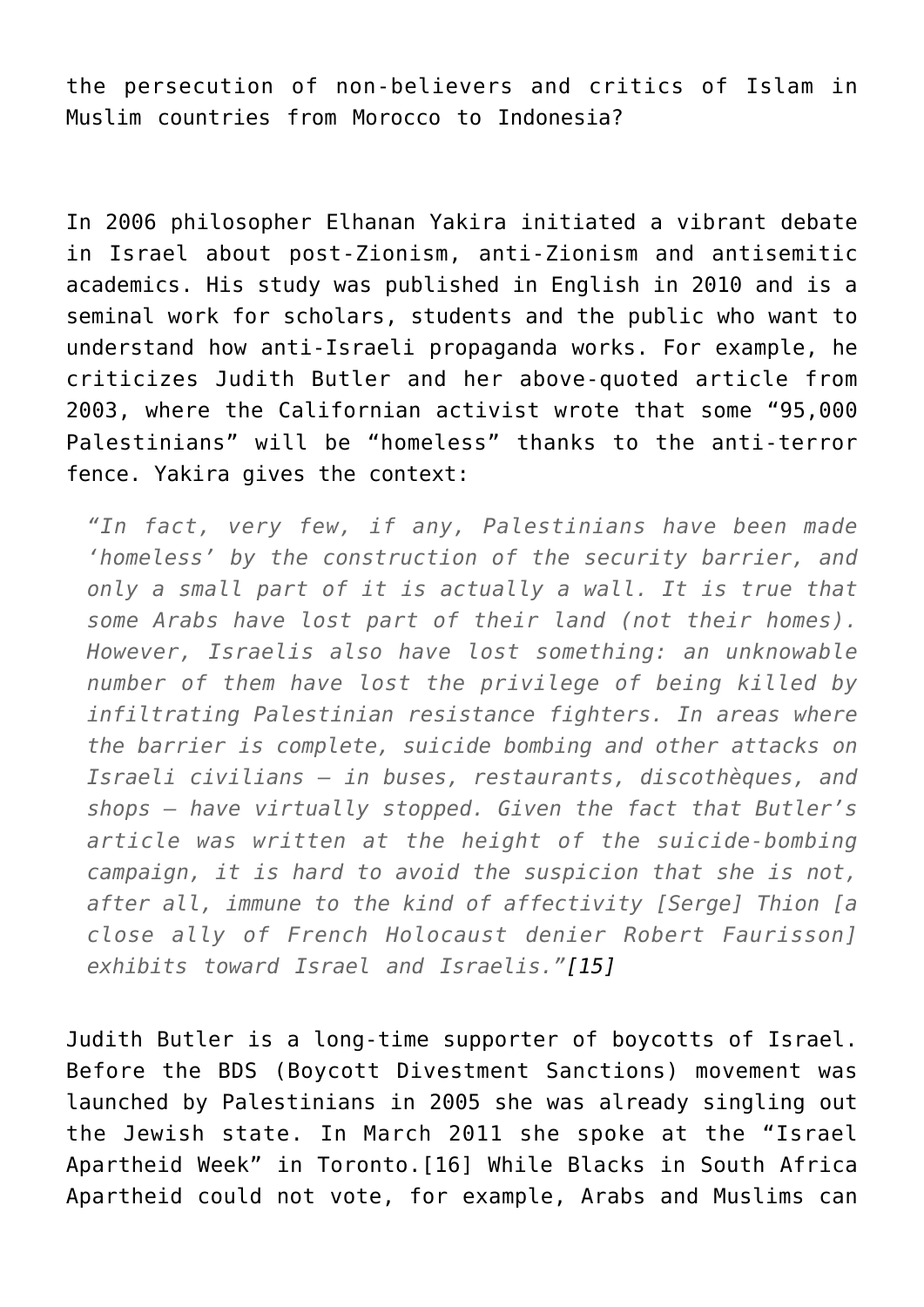the persecution of non-believers and critics of Islam in Muslim countries from Morocco to Indonesia?

In 2006 philosopher Elhanan Yakira initiated a vibrant debate in Israel about post-Zionism, anti-Zionism and antisemitic academics. His study was published in English in 2010 and is a seminal work for scholars, students and the public who want to understand how anti-Israeli propaganda works. For example, he criticizes Judith Butler and her above-quoted article from 2003, where the Californian activist wrote that some "95,000 Palestinians" will be "homeless" thanks to the anti-terror fence. Yakira gives the context:

> *"In fact, very few, if any, Palestinians have been made 'homeless' by the construction of the security barrier, and only a small part of it is actually a wall. It is true that some Arabs have lost part of their land (not their homes). However, Israelis also have lost something: an unknowable number of them have lost the privilege of being killed by infiltrating Palestinian resistance fighters. In areas where the barrier is complete, suicide bombing and other attacks on Israeli civilians – in buses, restaurants, discothèques, and shops – have virtually stopped. Given the fact that Butler's article was written at the height of the suicide-bombing campaign, it is hard to avoid the suspicion that she is not, after all, immune to the kind of affectivity [Serge] Thion [a close ally of French Holocaust denier Robert Faurisson] exhibits toward Israel and Israelis."[15]*

Judith Butler is a long-time supporter of boycotts of Israel. Before the BDS (Boycott Divestment Sanctions) movement was launched by Palestinians in 2005 she was already singling out the Jewish state. In March 2011 she spoke at the "Israel Apartheid Week" in Toronto.[16] While Blacks in South Africa Apartheid could not vote, for example, Arabs and Muslims can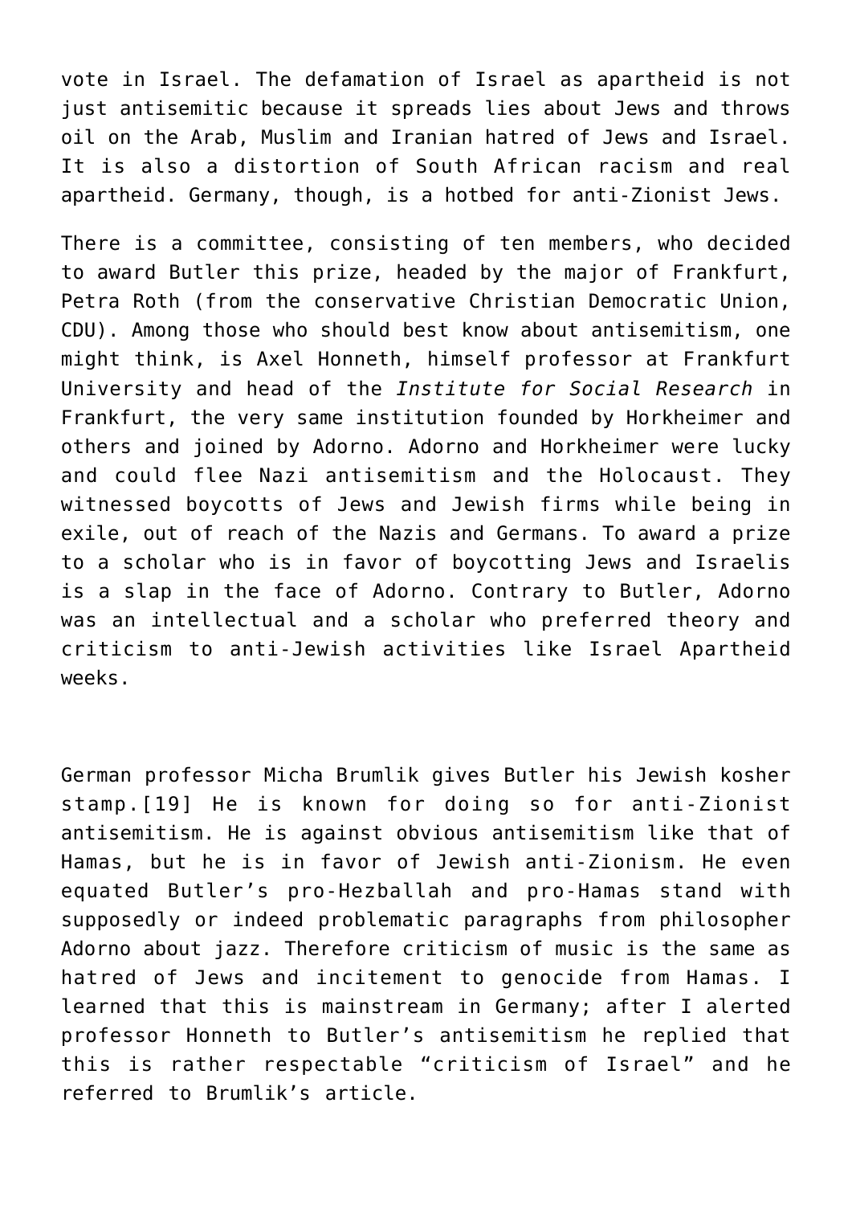vote in Israel. The defamation of Israel as apartheid is not just antisemitic because it spreads lies about Jews and throws oil on the Arab, Muslim and Iranian hatred of Jews and Israel. It is also a distortion of South African racism and real apartheid. Germany, though, is a hotbed for anti-Zionist Jews.

There is a committee, consisting of ten members, who decided to award Butler this prize, headed by the major of Frankfurt, Petra Roth (from the conservative Christian Democratic Union, CDU). Among those who should best know about antisemitism, one might think, is Axel Honneth, himself professor at Frankfurt University and head of the *Institute for Social Research* in Frankfurt, the very same institution founded by Horkheimer and others and joined by Adorno. Adorno and Horkheimer were lucky and could flee Nazi antisemitism and the Holocaust. They witnessed boycotts of Jews and Jewish firms while being in exile, out of reach of the Nazis and Germans. To award a prize to a scholar who is in favor of boycotting Jews and Israelis is a slap in the face of Adorno. Contrary to Butler, Adorno was an intellectual and a scholar who preferred theory and criticism to anti-Jewish activities like Israel Apartheid weeks.

German professor Micha Brumlik gives Butler his Jewish kosher stamp.[19] He is known for doing so for anti-Zionist antisemitism. He is against obvious antisemitism like that of Hamas, but he is in favor of Jewish anti-Zionism. He even equated Butler's pro-Hezballah and pro-Hamas stand with supposedly or indeed problematic paragraphs from philosopher Adorno about jazz. Therefore criticism of music is the same as hatred of Jews and incitement to genocide from Hamas. I learned that this is mainstream in Germany; after I alerted professor Honneth to Butler's antisemitism he replied that this is rather respectable "criticism of Israel" and he referred to Brumlik's article.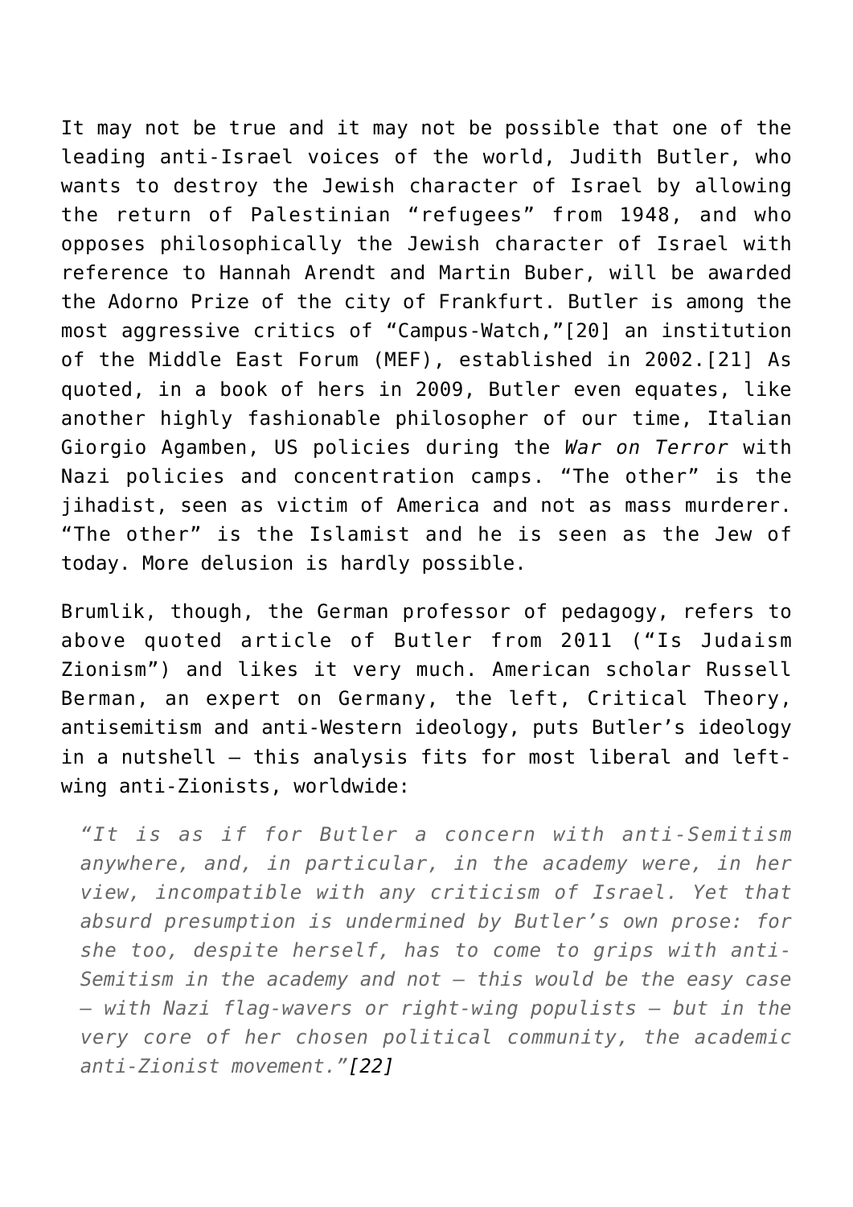It may not be true and it may not be possible that one of the leading anti-Israel voices of the world, Judith Butler, who wants to destroy the Jewish character of Israel by allowing the return of Palestinian "refugees" from 1948, and who opposes philosophically the Jewish character of Israel with reference to Hannah Arendt and Martin Buber, will be awarded the Adorno Prize of the city of Frankfurt. Butler is among the most aggressive critics of "Campus-Watch,"[20] an institution of the Middle East Forum (MEF), established in 2002.[21] As quoted, in a book of hers in 2009, Butler even equates, like another highly fashionable philosopher of our time, Italian Giorgio Agamben, US policies during the *War on Terror* with Nazi policies and concentration camps. "The other" is the jihadist, seen as victim of America and not as mass murderer. "The other" is the Islamist and he is seen as the Jew of today. More delusion is hardly possible.

Brumlik, though, the German professor of pedagogy, refers to above quoted article of Butler from 2011 ("Is Judaism Zionism") and likes it very much. American scholar Russell Berman, an expert on Germany, the left, Critical Theory, antisemitism and anti-Western ideology, puts Butler's ideology in a nutshell – this analysis fits for most liberal and left-wing anti-Zionists, worldwide:

> *"It is as if for Butler a concern with anti-Semitism anywhere, and, in particular, in the academy were, in her view, incompatible with any criticism of Israel. Yet that absurd presumption is undermined by Butler's own prose: for she too, despite herself, has to come to grips with anti-Semitism in the academy and not – this would be the easy case – with Nazi flag-wavers or right-wing populists – but in the very core of her chosen political community, the academic anti-Zionist movement."[22]*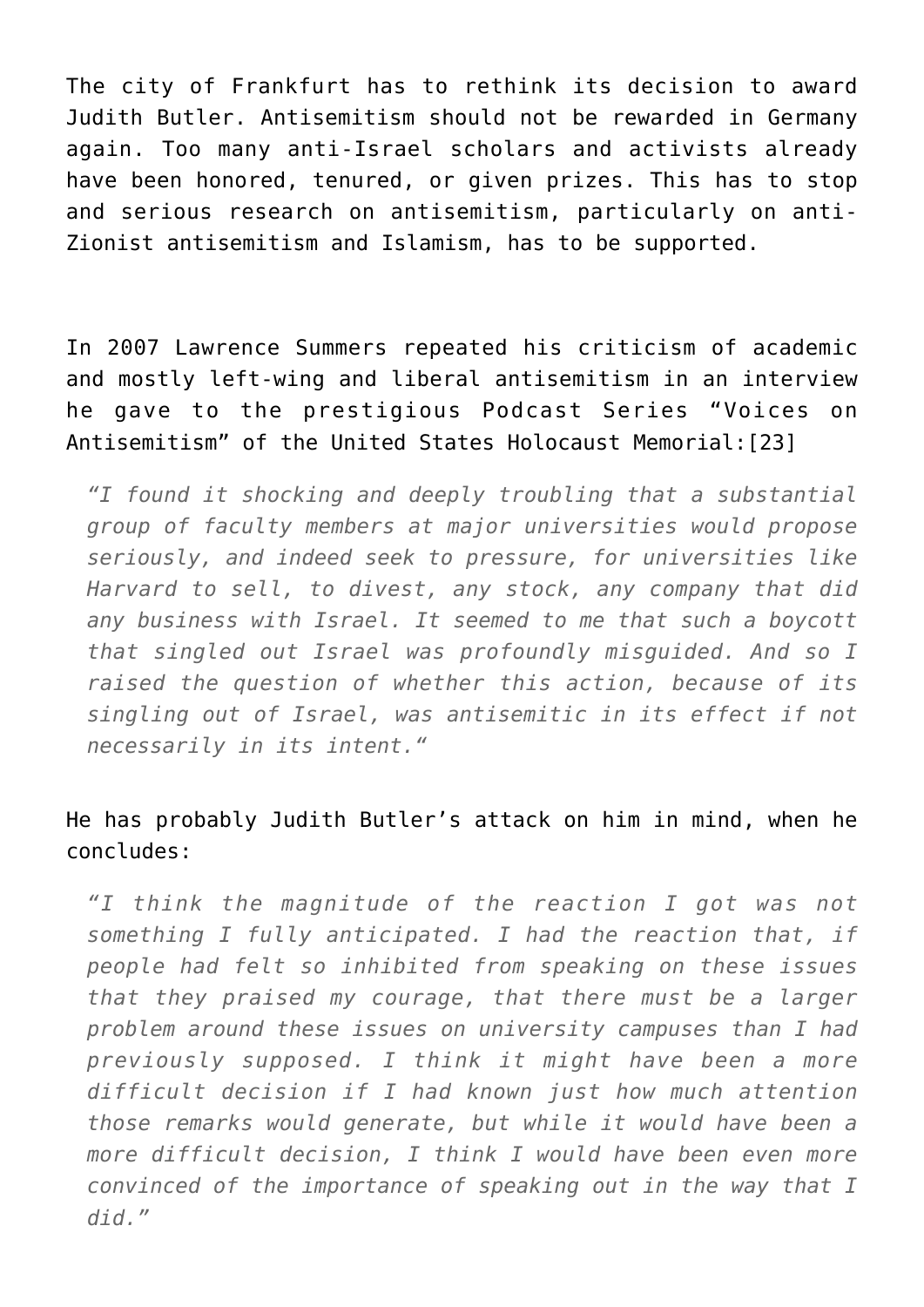The city of Frankfurt has to rethink its decision to award Judith Butler. Antisemitism should not be rewarded in Germany again. Too many anti-Israel scholars and activists already have been honored, tenured, or given prizes. This has to stop and serious research on antisemitism, particularly on anti-Zionist antisemitism and Islamism, has to be supported.

In 2007 Lawrence Summers repeated his criticism of academic and mostly left-wing and liberal antisemitism in an interview he gave to the prestigious Podcast Series "Voices on Antisemitism" of the United States Holocaust Memorial:[23]

> *"I found it shocking and deeply troubling that a substantial group of faculty members at major universities would propose seriously, and indeed seek to pressure, for universities like Harvard to sell, to divest, any stock, any company that did any business with Israel. It seemed to me that such a boycott that singled out Israel was profoundly misguided. And so I raised the question of whether this action, because of its singling out of Israel, was antisemitic in its effect if not necessarily in its intent."*

He has probably Judith Butler's attack on him in mind, when he concludes:

> *"I think the magnitude of the reaction I got was not something I fully anticipated. I had the reaction that, if people had felt so inhibited from speaking on these issues that they praised my courage, that there must be a larger problem around these issues on university campuses than I had previously supposed. I think it might have been a more difficult decision if I had known just how much attention those remarks would generate, but while it would have been a more difficult decision, I think I would have been even more convinced of the importance of speaking out in the way that I did."*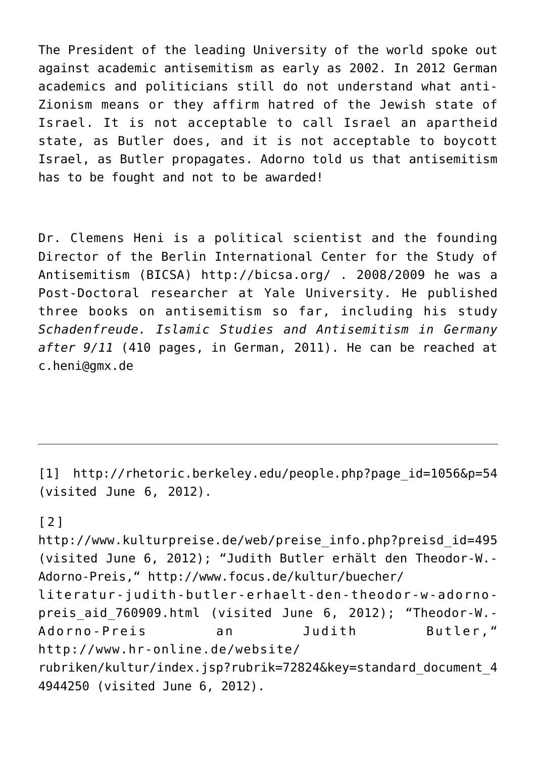The President of the leading University of the world spoke out against academic antisemitism as early as 2002. In 2012 German academics and politicians still do not understand what anti-Zionism means or they affirm hatred of the Jewish state of Israel. It is not acceptable to call Israel an apartheid state, as Butler does, and it is not acceptable to boycott Israel, as Butler propagates. Adorno told us that antisemitism has to be fought and not to be awarded!

Dr. Clemens Heni is a political scientist and the founding Director of the Berlin International Center for the Study of Antisemitism (BICSA) http://bicsa.org/ . 2008/2009 he was a Post-Doctoral researcher at Yale University. He published three books on antisemitism so far, including his study *Schadenfreude. Islamic Studies and Antisemitism in Germany after 9/11* (410 pages, in German, 2011). He can be reached at c.heni@gmx.de

---

[1] http://rhetoric.berkeley.edu/people.php?page_id=1056&p=54 (visited June 6, 2012).

[2] http://www.kulturpreise.de/web/preise_info.php?preisd_id=495 (visited June 6, 2012); "Judith Butler erhält den Theodor-W.-Adorno-Preis," http://www.focus.de/kultur/buecher/literatur-judith-butler-erhaelt-den-theodor-w-adorno-preis_aid_760909.html (visited June 6, 2012); "Theodor-W.-Adorno-Preis an Judith Butler," http://www.hr-online.de/website/rubriken/kultur/index.jsp?rubrik=72824&key=standard_document_44944250 (visited June 6, 2012).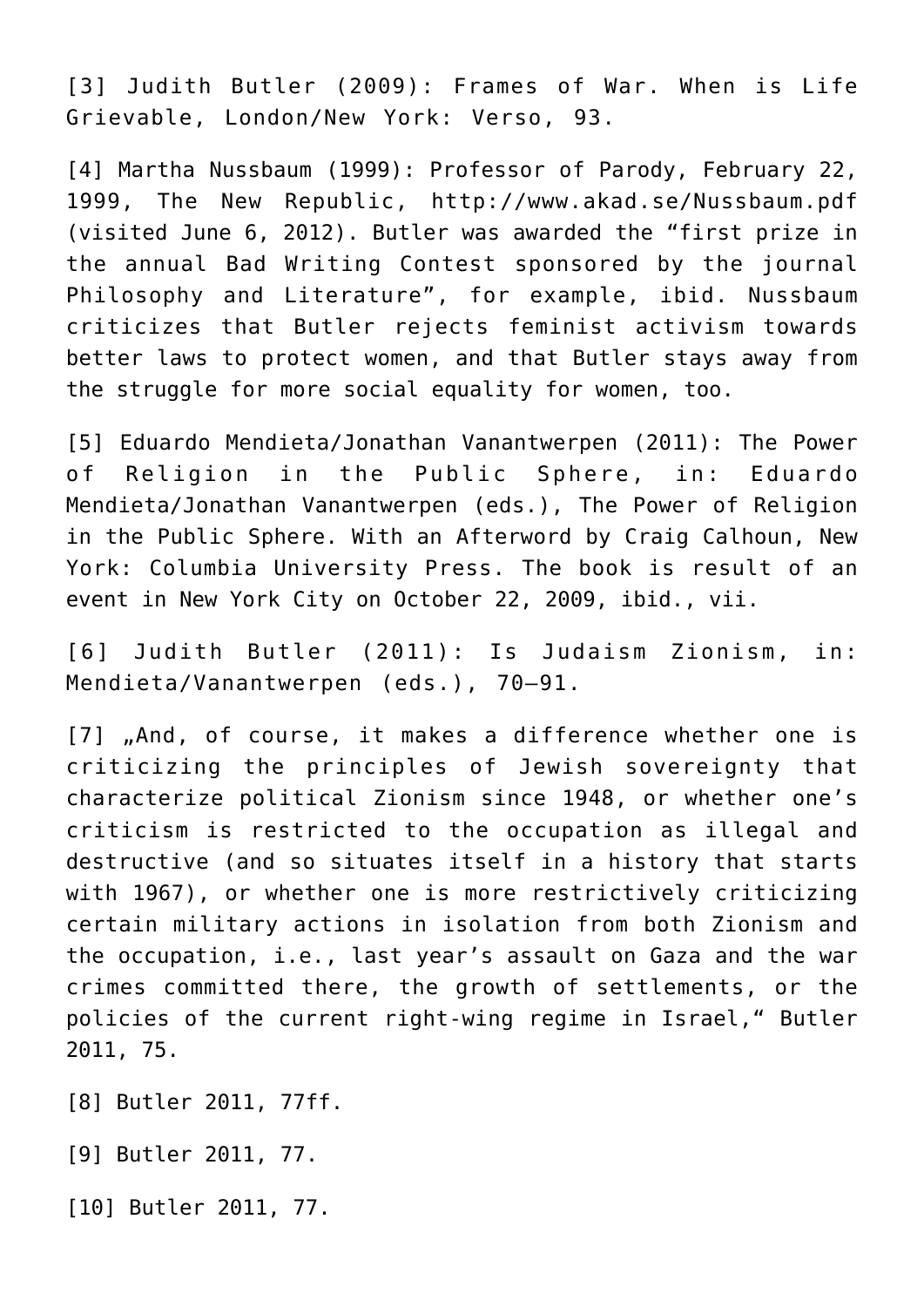[3] Judith Butler (2009): Frames of War. When is Life Grievable, London/New York: Verso, 93.

[4] Martha Nussbaum (1999): Professor of Parody, February 22, 1999, The New Republic, http://www.akad.se/Nussbaum.pdf (visited June 6, 2012). Butler was awarded the "first prize in the annual Bad Writing Contest sponsored by the journal Philosophy and Literature", for example, ibid. Nussbaum criticizes that Butler rejects feminist activism towards better laws to protect women, and that Butler stays away from the struggle for more social equality for women, too.

[5] Eduardo Mendieta/Jonathan Vanantwerpen (2011): The Power of Religion in the Public Sphere, in: Eduardo Mendieta/Jonathan Vanantwerpen (eds.), The Power of Religion in the Public Sphere. With an Afterword by Craig Calhoun, New York: Columbia University Press. The book is result of an event in New York City on October 22, 2009, ibid., vii.

[6] Judith Butler (2011): Is Judaism Zionism, in: Mendieta/Vanantwerpen (eds.), 70–91.

[7] „And, of course, it makes a difference whether one is criticizing the principles of Jewish sovereignty that characterize political Zionism since 1948, or whether one's criticism is restricted to the occupation as illegal and destructive (and so situates itself in a history that starts with 1967), or whether one is more restrictively criticizing certain military actions in isolation from both Zionism and the occupation, i.e., last year's assault on Gaza and the war crimes committed there, the growth of settlements, or the policies of the current right-wing regime in Israel," Butler 2011, 75.

[8] Butler 2011, 77ff.

[9] Butler 2011, 77.

[10] Butler 2011, 77.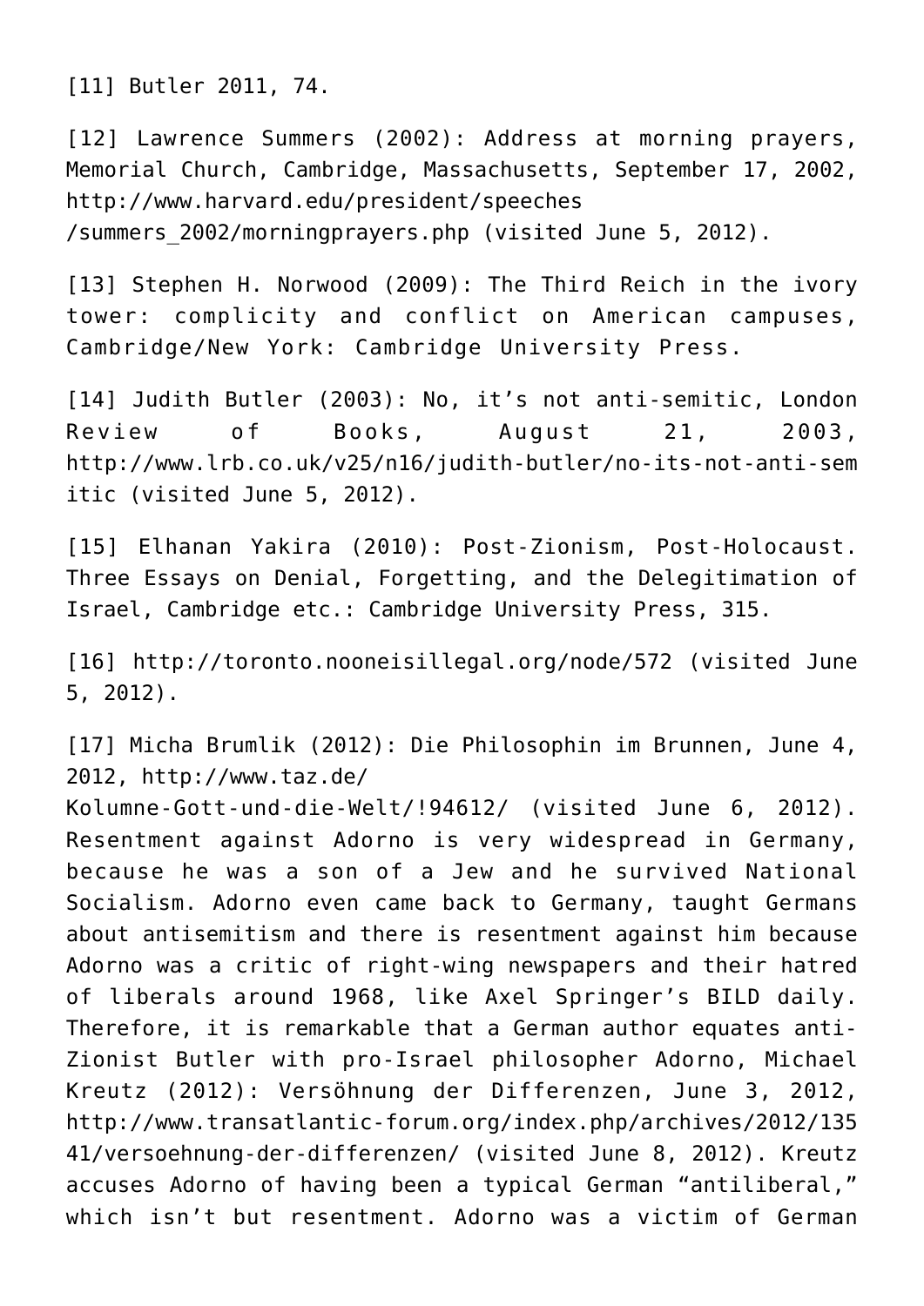[11] Butler 2011, 74.

[12] Lawrence Summers (2002): Address at morning prayers, Memorial Church, Cambridge, Massachusetts, September 17, 2002, http://www.harvard.edu/president/speeches /summers_2002/morningprayers.php (visited June 5, 2012).

[13] Stephen H. Norwood (2009): The Third Reich in the ivory tower: complicity and conflict on American campuses, Cambridge/New York: Cambridge University Press.

[14] Judith Butler (2003): No, it's not anti-semitic, London Review of Books, August 21, 2003, http://www.lrb.co.uk/v25/n16/judith-butler/no-its-not-anti-semitic (visited June 5, 2012).

[15] Elhanan Yakira (2010): Post-Zionism, Post-Holocaust. Three Essays on Denial, Forgetting, and the Delegitimation of Israel, Cambridge etc.: Cambridge University Press, 315.

[16] http://toronto.nooneisillegal.org/node/572 (visited June 5, 2012).

[17] Micha Brumlik (2012): Die Philosophin im Brunnen, June 4, 2012, http://www.taz.de/ Kolumne-Gott-und-die-Welt/!94612/ (visited June 6, 2012). Resentment against Adorno is very widespread in Germany, because he was a son of a Jew and he survived National Socialism. Adorno even came back to Germany, taught Germans about antisemitism and there is resentment against him because Adorno was a critic of right-wing newspapers and their hatred of liberals around 1968, like Axel Springer's BILD daily. Therefore, it is remarkable that a German author equates anti-Zionist Butler with pro-Israel philosopher Adorno, Michael Kreutz (2012): Versöhnung der Differenzen, June 3, 2012, http://www.transatlantic-forum.org/index.php/archives/2012/13541/versoehnung-der-differenzen/ (visited June 8, 2012). Kreutz accuses Adorno of having been a typical German "antiliberal," which isn't but resentment. Adorno was a victim of German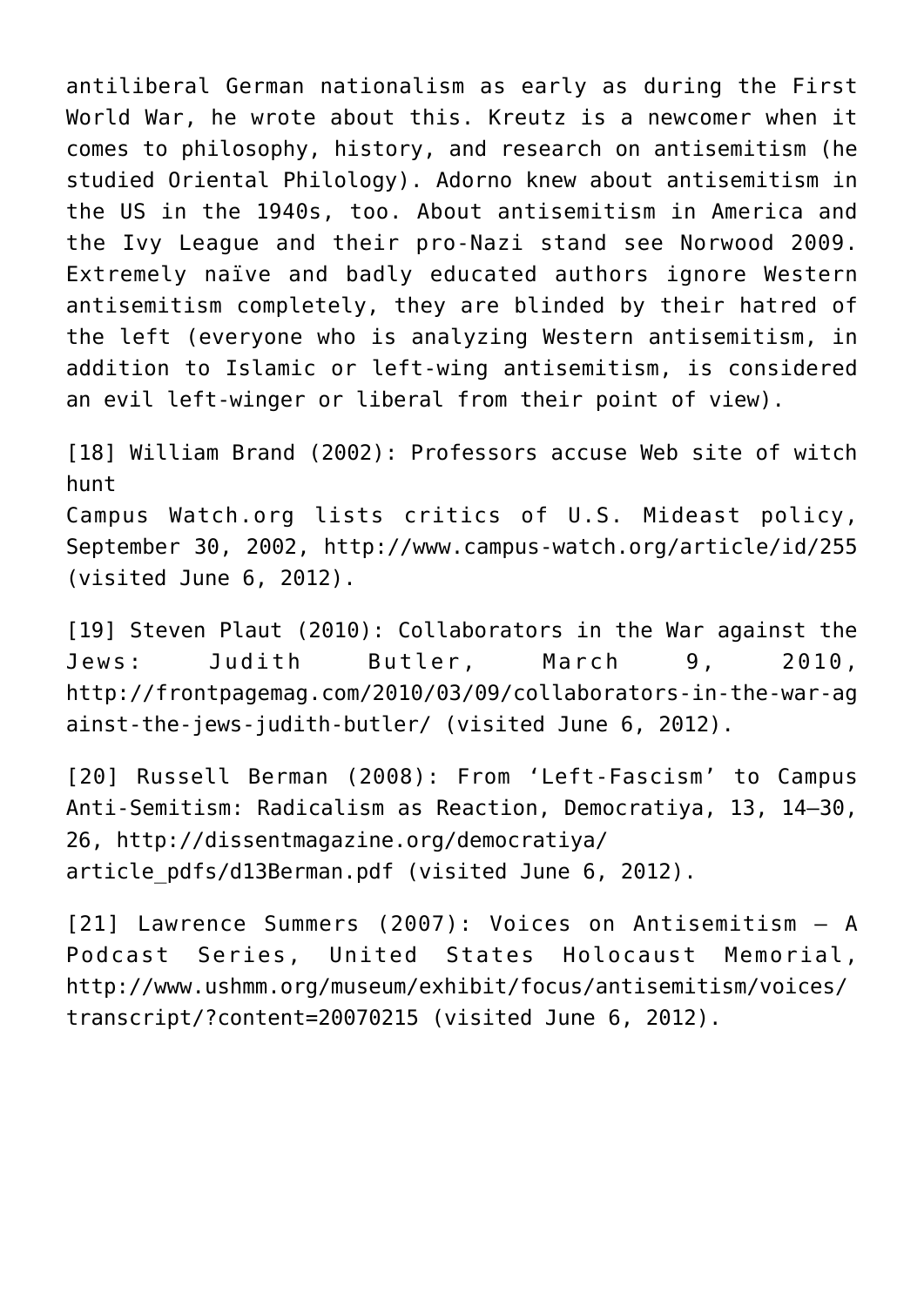antiliberal German nationalism as early as during the First World War, he wrote about this. Kreutz is a newcomer when it comes to philosophy, history, and research on antisemitism (he studied Oriental Philology). Adorno knew about antisemitism in the US in the 1940s, too. About antisemitism in America and the Ivy League and their pro-Nazi stand see Norwood 2009. Extremely naïve and badly educated authors ignore Western antisemitism completely, they are blinded by their hatred of the left (everyone who is analyzing Western antisemitism, in addition to Islamic or left-wing antisemitism, is considered an evil left-winger or liberal from their point of view).

[18] William Brand (2002): Professors accuse Web site of witch hunt
Campus Watch.org lists critics of U.S. Mideast policy, September 30, 2002, http://www.campus-watch.org/article/id/255 (visited June 6, 2012).

[19] Steven Plaut (2010): Collaborators in the War against the Jews: Judith Butler, March 9, 2010, http://frontpagemag.com/2010/03/09/collaborators-in-the-war-against-the-jews-judith-butler/ (visited June 6, 2012).

[20] Russell Berman (2008): From 'Left-Fascism' to Campus Anti-Semitism: Radicalism as Reaction, Democratiya, 13, 14–30, 26, http://dissentmagazine.org/democratiya/article_pdfs/d13Berman.pdf (visited June 6, 2012).

[21] Lawrence Summers (2007): Voices on Antisemitism – A Podcast Series, United States Holocaust Memorial, http://www.ushmm.org/museum/exhibit/focus/antisemitism/voices/transcript/?content=20070215 (visited June 6, 2012).